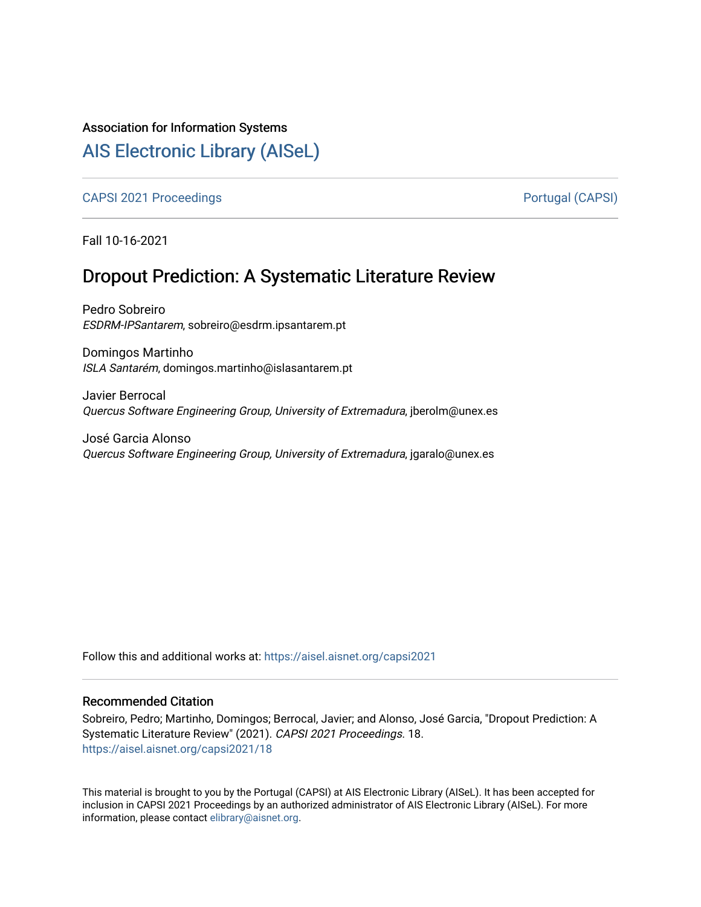Association for Information Systems

# [AIS Electronic Library (AISeL)](https://aisel.aisnet.org/)

[CAPSI 2021 Proceedings](https://aisel.aisnet.org/capsi2021) | [Portugal (CAPSI)](https://aisel.aisnet.org/capsi)

Fall 10-16-2021

## Dropout Prediction: A Systematic Literature Review

Pedro Sobreiro
*ESDRM-IPSantarem*, sobreiro@esdrm.ipsantarem.pt

Domingos Martinho
*ISLA Santarém*, domingos.martinho@islasantarem.pt

Javier Berrocal
*Quercus Software Engineering Group, University of Extremadura*, jberolm@unex.es

José Garcia Alonso
*Quercus Software Engineering Group, University of Extremadura*, jgaralo@unex.es

Follow this and additional works at: https://aisel.aisnet.org/capsi2021

### Recommended Citation

Sobreiro, Pedro; Martinho, Domingos; Berrocal, Javier; and Alonso, José Garcia, "Dropout Prediction: A Systematic Literature Review" (2021). *CAPSI 2021 Proceedings*. 18.
https://aisel.aisnet.org/capsi2021/18

This material is brought to you by the Portugal (CAPSI) at AIS Electronic Library (AISeL). It has been accepted for inclusion in CAPSI 2021 Proceedings by an authorized administrator of AIS Electronic Library (AISeL). For more information, please contact elibrary@aisnet.org.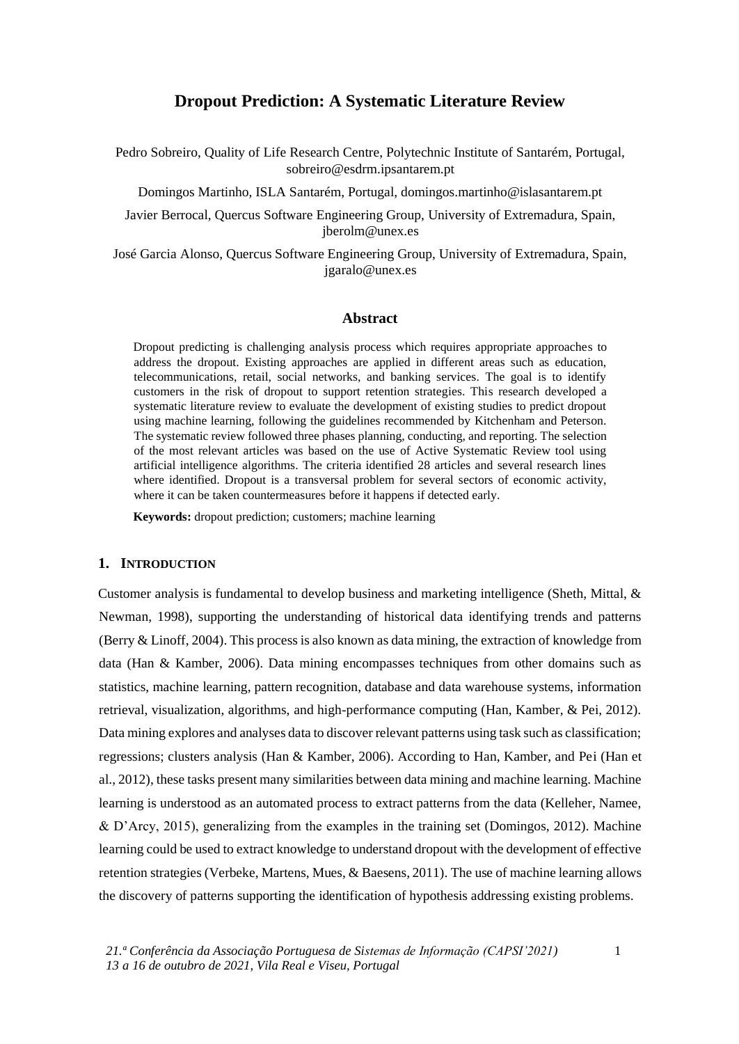# Dropout Prediction: A Systematic Literature Review

Pedro Sobreiro, Quality of Life Research Centre, Polytechnic Institute of Santarém, Portugal, sobreiro@esdrm.ipsantarem.pt

Domingos Martinho, ISLA Santarém, Portugal, domingos.martinho@islasantarem.pt

Javier Berrocal, Quercus Software Engineering Group, University of Extremadura, Spain, jberolm@unex.es

José Garcia Alonso, Quercus Software Engineering Group, University of Extremadura, Spain, jgaralo@unex.es

## Abstract

Dropout predicting is challenging analysis process which requires appropriate approaches to address the dropout. Existing approaches are applied in different areas such as education, telecommunications, retail, social networks, and banking services. The goal is to identify customers in the risk of dropout to support retention strategies. This research developed a systematic literature review to evaluate the development of existing studies to predict dropout using machine learning, following the guidelines recommended by Kitchenham and Peterson. The systematic review followed three phases planning, conducting, and reporting. The selection of the most relevant articles was based on the use of Active Systematic Review tool using artificial intelligence algorithms. The criteria identified 28 articles and several research lines where identified. Dropout is a transversal problem for several sectors of economic activity, where it can be taken countermeasures before it happens if detected early.

**Keywords:** dropout prediction; customers; machine learning

## 1. INTRODUCTION

Customer analysis is fundamental to develop business and marketing intelligence (Sheth, Mittal, & Newman, 1998), supporting the understanding of historical data identifying trends and patterns (Berry & Linoff, 2004). This process is also known as data mining, the extraction of knowledge from data (Han & Kamber, 2006). Data mining encompasses techniques from other domains such as statistics, machine learning, pattern recognition, database and data warehouse systems, information retrieval, visualization, algorithms, and high-performance computing (Han, Kamber, & Pei, 2012). Data mining explores and analyses data to discover relevant patterns using task such as classification; regressions; clusters analysis (Han & Kamber, 2006). According to Han, Kamber, and Pei (Han et al., 2012), these tasks present many similarities between data mining and machine learning. Machine learning is understood as an automated process to extract patterns from the data (Kelleher, Namee, & D'Arcy, 2015), generalizing from the examples in the training set (Domingos, 2012). Machine learning could be used to extract knowledge to understand dropout with the development of effective retention strategies (Verbeke, Martens, Mues, & Baesens, 2011). The use of machine learning allows the discovery of patterns supporting the identification of hypothesis addressing existing problems.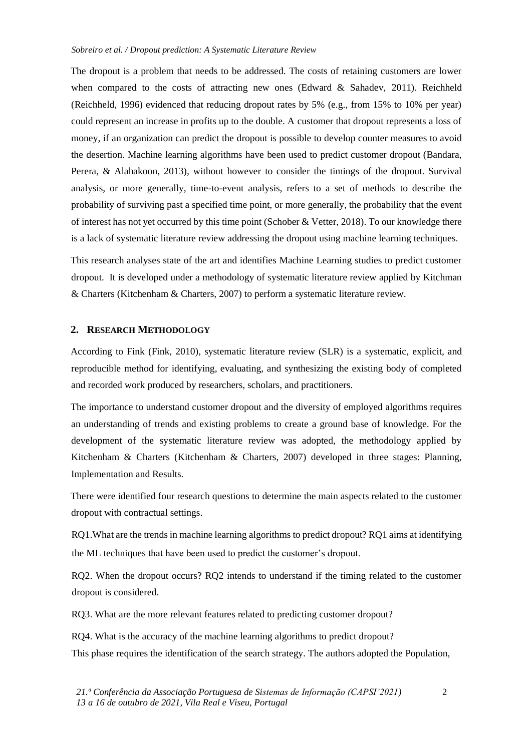The dropout is a problem that needs to be addressed. The costs of retaining customers are lower when compared to the costs of attracting new ones (Edward & Sahadev, 2011). Reichheld (Reichheld, 1996) evidenced that reducing dropout rates by 5% (e.g., from 15% to 10% per year) could represent an increase in profits up to the double. A customer that dropout represents a loss of money, if an organization can predict the dropout is possible to develop counter measures to avoid the desertion. Machine learning algorithms have been used to predict customer dropout (Bandara, Perera, & Alahakoon, 2013), without however to consider the timings of the dropout. Survival analysis, or more generally, time-to-event analysis, refers to a set of methods to describe the probability of surviving past a specified time point, or more generally, the probability that the event of interest has not yet occurred by this time point (Schober & Vetter, 2018). To our knowledge there is a lack of systematic literature review addressing the dropout using machine learning techniques.

This research analyses state of the art and identifies Machine Learning studies to predict customer dropout. It is developed under a methodology of systematic literature review applied by Kitchman & Charters (Kitchenham & Charters, 2007) to perform a systematic literature review.

## 2. Research Methodology

According to Fink (Fink, 2010), systematic literature review (SLR) is a systematic, explicit, and reproducible method for identifying, evaluating, and synthesizing the existing body of completed and recorded work produced by researchers, scholars, and practitioners.

The importance to understand customer dropout and the diversity of employed algorithms requires an understanding of trends and existing problems to create a ground base of knowledge. For the development of the systematic literature review was adopted, the methodology applied by Kitchenham & Charters (Kitchenham & Charters, 2007) developed in three stages: Planning, Implementation and Results.

There were identified four research questions to determine the main aspects related to the customer dropout with contractual settings.

RQ1.What are the trends in machine learning algorithms to predict dropout? RQ1 aims at identifying the ML techniques that have been used to predict the customer's dropout.

RQ2. When the dropout occurs? RQ2 intends to understand if the timing related to the customer dropout is considered.

RQ3. What are the more relevant features related to predicting customer dropout?

RQ4. What is the accuracy of the machine learning algorithms to predict dropout?

This phase requires the identification of the search strategy. The authors adopted the Population,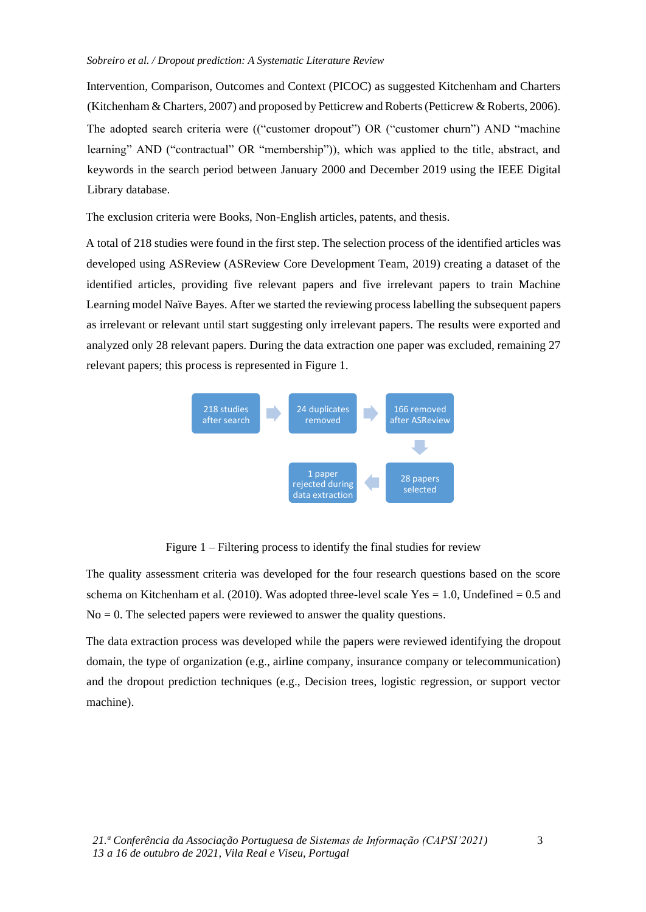Intervention, Comparison, Outcomes and Context (PICOC) as suggested Kitchenham and Charters (Kitchenham & Charters, 2007) and proposed by Petticrew and Roberts (Petticrew & Roberts, 2006). The adopted search criteria were ((“customer dropout”) OR (“customer churn”) AND “machine learning” AND (“contractual” OR “membership”)), which was applied to the title, abstract, and keywords in the search period between January 2000 and December 2019 using the IEEE Digital Library database.

The exclusion criteria were Books, Non-English articles, patents, and thesis.

A total of 218 studies were found in the first step. The selection process of the identified articles was developed using ASReview (ASReview Core Development Team, 2019) creating a dataset of the identified articles, providing five relevant papers and five irrelevant papers to train Machine Learning model Naïve Bayes. After we started the reviewing process labelling the subsequent papers as irrelevant or relevant until start suggesting only irrelevant papers. The results were exported and analyzed only 28 relevant papers. During the data extraction one paper was excluded, remaining 27 relevant papers; this process is represented in Figure 1.

218 studies after search → 24 duplicates removed → 166 removed after ASReview → 28 papers selected → 1 paper rejected during data extraction

Figure 1 – Filtering process to identify the final studies for review

The quality assessment criteria was developed for the four research questions based on the score schema on Kitchenham et al. (2010). Was adopted three-level scale Yes = 1.0, Undefined = 0.5 and No = 0. The selected papers were reviewed to answer the quality questions.

The data extraction process was developed while the papers were reviewed identifying the dropout domain, the type of organization (e.g., airline company, insurance company or telecommunication) and the dropout prediction techniques (e.g., Decision trees, logistic regression, or support vector machine).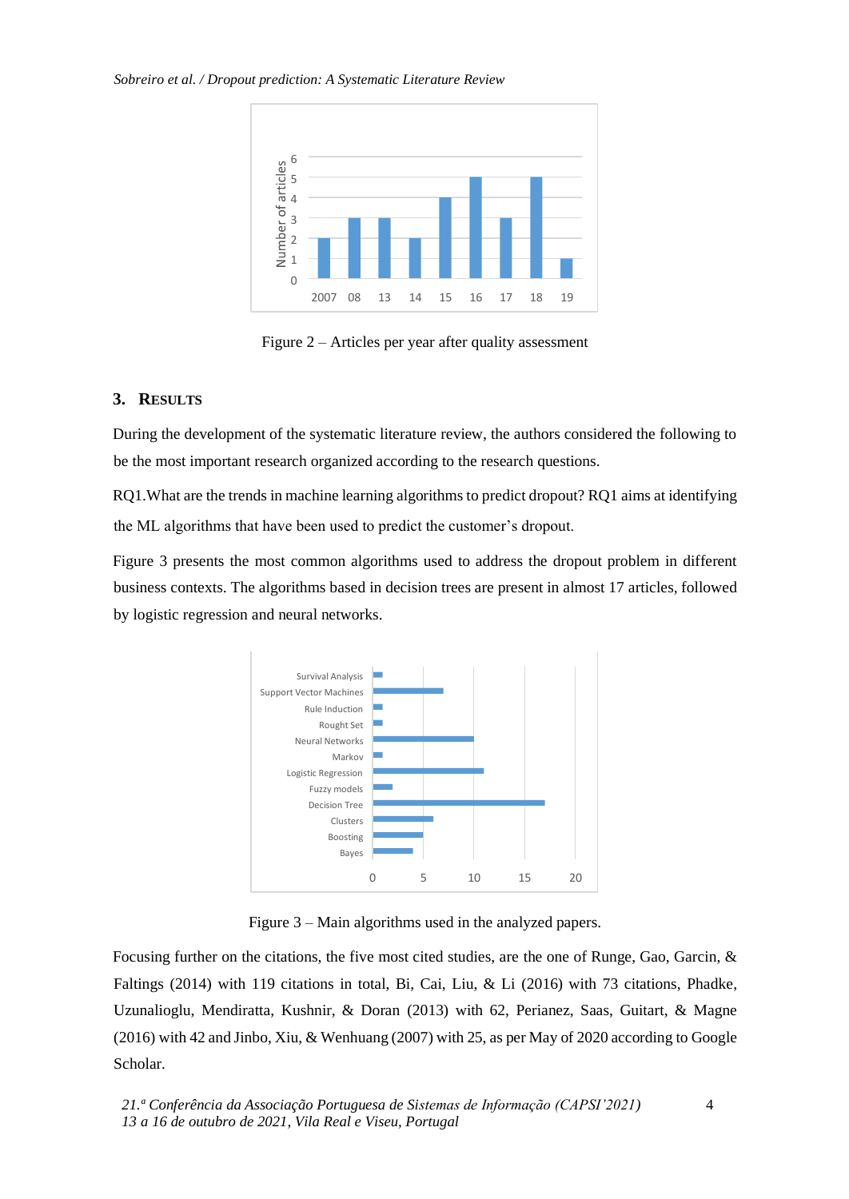Figure 2 – Articles per year after quality assessment

## 3. Results

During the development of the systematic literature review, the authors considered the following to be the most important research organized according to the research questions.

RQ1.What are the trends in machine learning algorithms to predict dropout? RQ1 aims at identifying the ML algorithms that have been used to predict the customer's dropout.

Figure 3 presents the most common algorithms used to address the dropout problem in different business contexts. The algorithms based in decision trees are present in almost 17 articles, followed by logistic regression and neural networks.

Figure 3 – Main algorithms used in the analyzed papers.

Focusing further on the citations, the five most cited studies, are the one of Runge, Gao, Garcin, & Faltings (2014) with 119 citations in total, Bi, Cai, Liu, & Li (2016) with 73 citations, Phadke, Uzunalioglu, Mendiratta, Kushnir, & Doran (2013) with 62, Perianez, Saas, Guitart, & Magne (2016) with 42 and Jinbo, Xiu, & Wenhuang (2007) with 25, as per May of 2020 according to Google Scholar.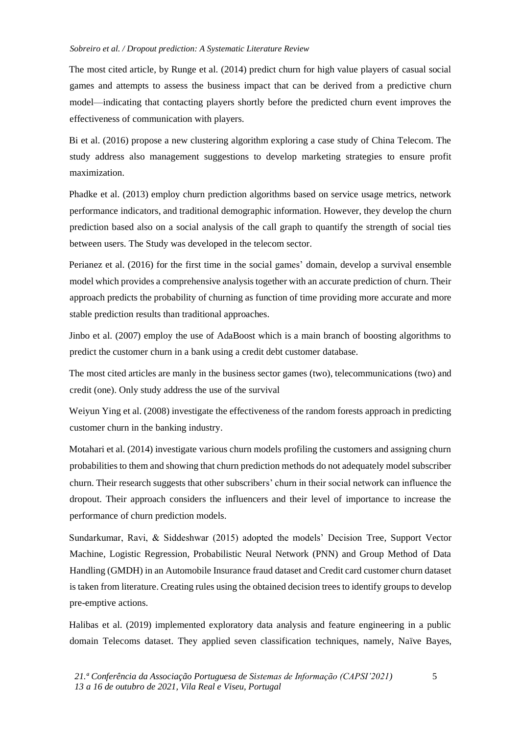The most cited article, by Runge et al. (2014) predict churn for high value players of casual social games and attempts to assess the business impact that can be derived from a predictive churn model—indicating that contacting players shortly before the predicted churn event improves the effectiveness of communication with players.

Bi et al. (2016) propose a new clustering algorithm exploring a case study of China Telecom. The study address also management suggestions to develop marketing strategies to ensure profit maximization.

Phadke et al. (2013) employ churn prediction algorithms based on service usage metrics, network performance indicators, and traditional demographic information. However, they develop the churn prediction based also on a social analysis of the call graph to quantify the strength of social ties between users. The Study was developed in the telecom sector.

Perianez et al. (2016) for the first time in the social games' domain, develop a survival ensemble model which provides a comprehensive analysis together with an accurate prediction of churn. Their approach predicts the probability of churning as function of time providing more accurate and more stable prediction results than traditional approaches.

Jinbo et al. (2007) employ the use of AdaBoost which is a main branch of boosting algorithms to predict the customer churn in a bank using a credit debt customer database.

The most cited articles are manly in the business sector games (two), telecommunications (two) and credit (one). Only study address the use of the survival

Weiyun Ying et al. (2008) investigate the effectiveness of the random forests approach in predicting customer churn in the banking industry.

Motahari et al. (2014) investigate various churn models profiling the customers and assigning churn probabilities to them and showing that churn prediction methods do not adequately model subscriber churn. Their research suggests that other subscribers' churn in their social network can influence the dropout. Their approach considers the influencers and their level of importance to increase the performance of churn prediction models.

Sundarkumar, Ravi, & Siddeshwar (2015) adopted the models' Decision Tree, Support Vector Machine, Logistic Regression, Probabilistic Neural Network (PNN) and Group Method of Data Handling (GMDH) in an Automobile Insurance fraud dataset and Credit card customer churn dataset is taken from literature. Creating rules using the obtained decision trees to identify groups to develop pre-emptive actions.

Halibas et al. (2019) implemented exploratory data analysis and feature engineering in a public domain Telecoms dataset. They applied seven classification techniques, namely, Naïve Bayes,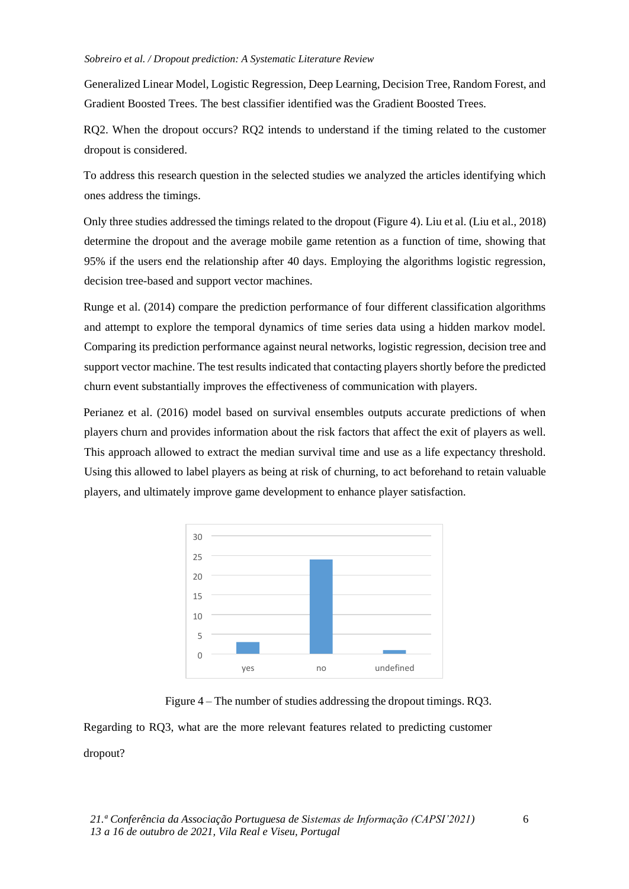Generalized Linear Model, Logistic Regression, Deep Learning, Decision Tree, Random Forest, and Gradient Boosted Trees. The best classifier identified was the Gradient Boosted Trees.

RQ2. When the dropout occurs? RQ2 intends to understand if the timing related to the customer dropout is considered.

To address this research question in the selected studies we analyzed the articles identifying which ones address the timings.

Only three studies addressed the timings related to the dropout (Figure 4). Liu et al. (Liu et al., 2018) determine the dropout and the average mobile game retention as a function of time, showing that 95% if the users end the relationship after 40 days. Employing the algorithms logistic regression, decision tree-based and support vector machines.

Runge et al. (2014) compare the prediction performance of four different classification algorithms and attempt to explore the temporal dynamics of time series data using a hidden markov model. Comparing its prediction performance against neural networks, logistic regression, decision tree and support vector machine. The test results indicated that contacting players shortly before the predicted churn event substantially improves the effectiveness of communication with players.

Perianez et al. (2016) model based on survival ensembles outputs accurate predictions of when players churn and provides information about the risk factors that affect the exit of players as well. This approach allowed to extract the median survival time and use as a life expectancy threshold. Using this allowed to label players as being at risk of churning, to act beforehand to retain valuable players, and ultimately improve game development to enhance player satisfaction.

Figure 4 – The number of studies addressing the dropout timings. RQ3.

Regarding to RQ3, what are the more relevant features related to predicting customer dropout?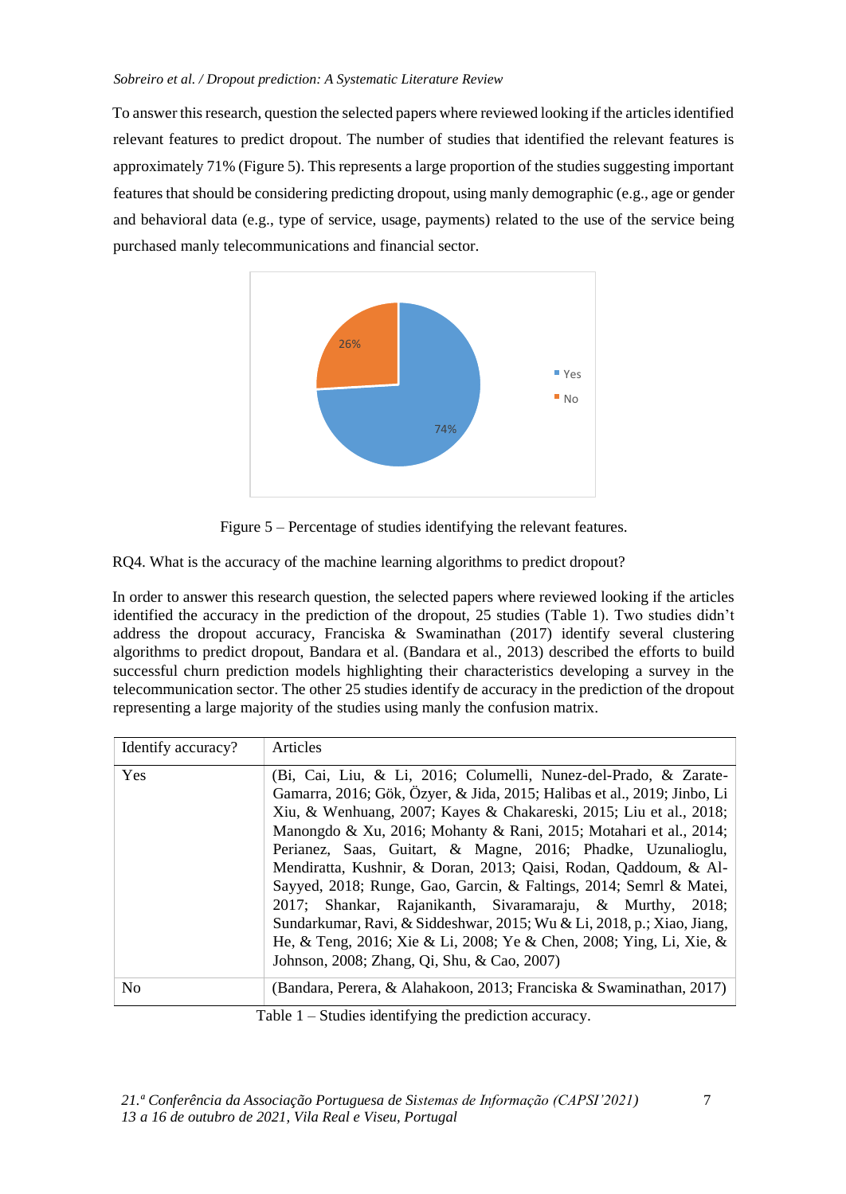To answer this research, question the selected papers where reviewed looking if the articles identified relevant features to predict dropout. The number of studies that identified the relevant features is approximately 71% (Figure 5). This represents a large proportion of the studies suggesting important features that should be considering predicting dropout, using manly demographic (e.g., age or gender and behavioral data (e.g., type of service, usage, payments) related to the use of the service being purchased manly telecommunications and financial sector.

Figure 5 – Percentage of studies identifying the relevant features.

RQ4. What is the accuracy of the machine learning algorithms to predict dropout?

In order to answer this research question, the selected papers where reviewed looking if the articles identified the accuracy in the prediction of the dropout, 25 studies (Table 1). Two studies didn't address the dropout accuracy, Franciska & Swaminathan (2017) identify several clustering algorithms to predict dropout, Bandara et al. (Bandara et al., 2013) described the efforts to build successful churn prediction models highlighting their characteristics developing a survey in the telecommunication sector. The other 25 studies identify de accuracy in the prediction of the dropout representing a large majority of the studies using manly the confusion matrix.

| Identify accuracy? | Articles |
|---|---|
| Yes | (Bi, Cai, Liu, & Li, 2016; Columelli, Nunez-del-Prado, & Zarate-Gamarra, 2016; Gök, Özyer, & Jida, 2015; Halibas et al., 2019; Jinbo, Li Xiu, & Wenhuang, 2007; Kayes & Chakareski, 2015; Liu et al., 2018; Manongdo & Xu, 2016; Mohanty & Rani, 2015; Motahari et al., 2014; Perianez, Saas, Guitart, & Magne, 2016; Phadke, Uzunalioglu, Mendiratta, Kushnir, & Doran, 2013; Qaisi, Rodan, Qaddoum, & Al-Sayyed, 2018; Runge, Gao, Garcin, & Faltings, 2014; Semrl & Matei, 2017; Shankar, Rajanikanth, Sivaramaraju, & Murthy, 2018; Sundarkumar, Ravi, & Siddeshwar, 2015; Wu & Li, 2018, p.; Xiao, Jiang, He, & Teng, 2016; Xie & Li, 2008; Ye & Chen, 2008; Ying, Li, Xie, & Johnson, 2008; Zhang, Qi, Shu, & Cao, 2007) |
| No | (Bandara, Perera, & Alahakoon, 2013; Franciska & Swaminathan, 2017) |

Table 1 – Studies identifying the prediction accuracy.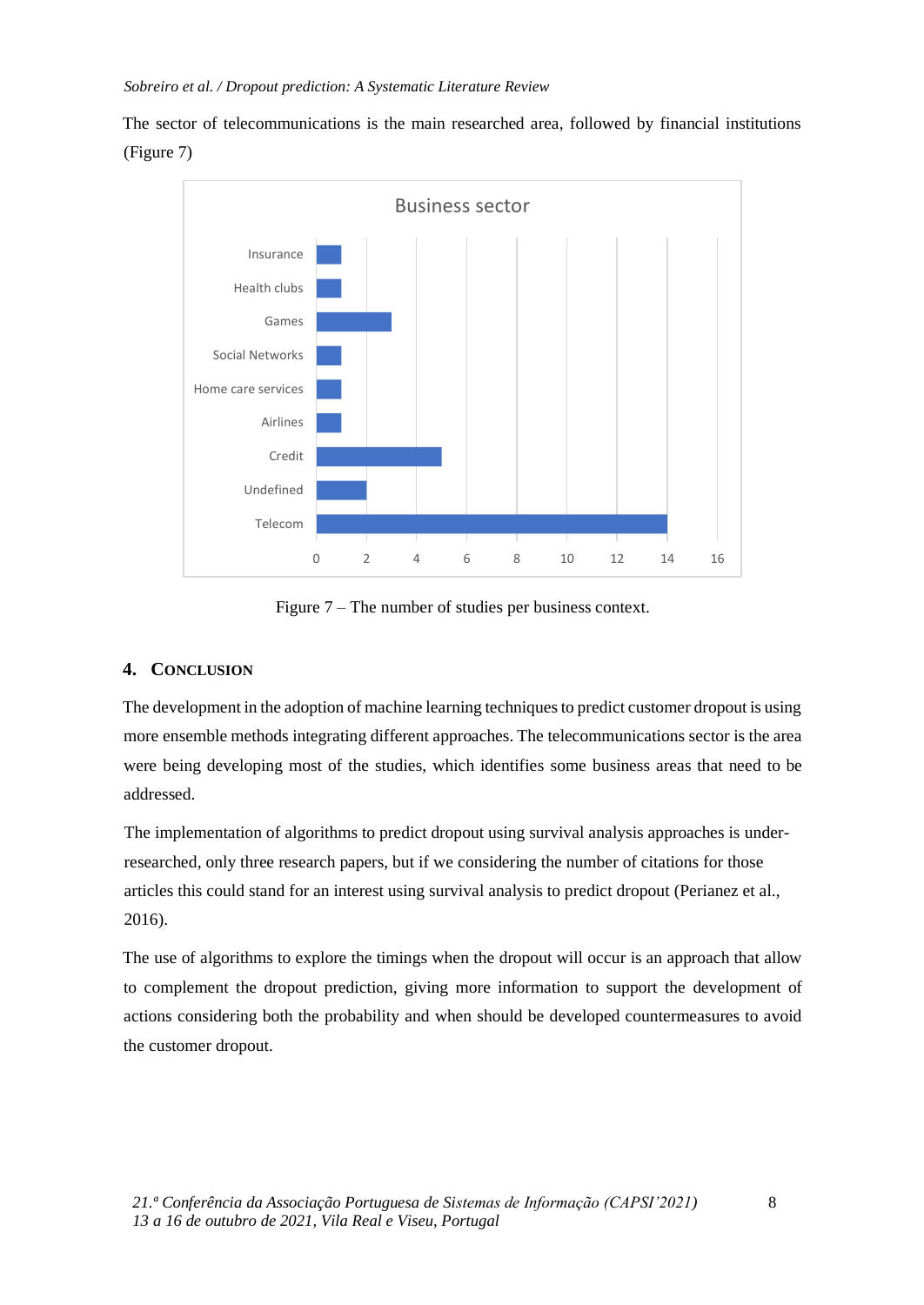The sector of telecommunications is the main researched area, followed by financial institutions (Figure 7)

Figure 7 – The number of studies per business context.

## 4. Conclusion

The development in the adoption of machine learning techniques to predict customer dropout is using more ensemble methods integrating different approaches. The telecommunications sector is the area were being developing most of the studies, which identifies some business areas that need to be addressed.

The implementation of algorithms to predict dropout using survival analysis approaches is under-researched, only three research papers, but if we considering the number of citations for those articles this could stand for an interest using survival analysis to predict dropout (Perianez et al., 2016).

The use of algorithms to explore the timings when the dropout will occur is an approach that allow to complement the dropout prediction, giving more information to support the development of actions considering both the probability and when should be developed countermeasures to avoid the customer dropout.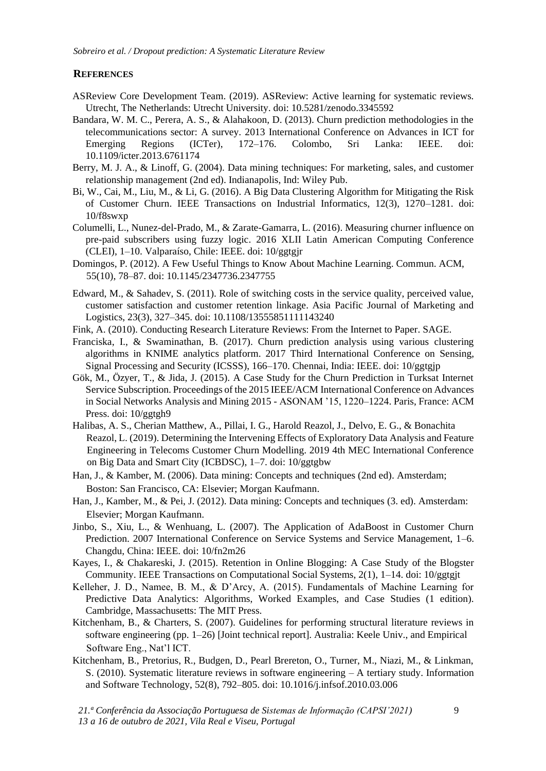## REFERENCES

ASReview Core Development Team. (2019). ASReview: Active learning for systematic reviews. Utrecht, The Netherlands: Utrecht University. doi: 10.5281/zenodo.3345592

Bandara, W. M. C., Perera, A. S., & Alahakoon, D. (2013). Churn prediction methodologies in the telecommunications sector: A survey. 2013 International Conference on Advances in ICT for Emerging Regions (ICTer), 172–176. Colombo, Sri Lanka: IEEE. doi: 10.1109/icter.2013.6761174

Berry, M. J. A., & Linoff, G. (2004). Data mining techniques: For marketing, sales, and customer relationship management (2nd ed). Indianapolis, Ind: Wiley Pub.

Bi, W., Cai, M., Liu, M., & Li, G. (2016). A Big Data Clustering Algorithm for Mitigating the Risk of Customer Churn. IEEE Transactions on Industrial Informatics, 12(3), 1270–1281. doi: 10/f8swxp

Columelli, L., Nunez-del-Prado, M., & Zarate-Gamarra, L. (2016). Measuring churner influence on pre-paid subscribers using fuzzy logic. 2016 XLII Latin American Computing Conference (CLEI), 1–10. Valparaíso, Chile: IEEE. doi: 10/ggtgjr

Domingos, P. (2012). A Few Useful Things to Know About Machine Learning. Commun. ACM, 55(10), 78–87. doi: 10.1145/2347736.2347755

Edward, M., & Sahadev, S. (2011). Role of switching costs in the service quality, perceived value, customer satisfaction and customer retention linkage. Asia Pacific Journal of Marketing and Logistics, 23(3), 327–345. doi: 10.1108/13555851111143240

Fink, A. (2010). Conducting Research Literature Reviews: From the Internet to Paper. SAGE.

Franciska, I., & Swaminathan, B. (2017). Churn prediction analysis using various clustering algorithms in KNIME analytics platform. 2017 Third International Conference on Sensing, Signal Processing and Security (ICSSS), 166–170. Chennai, India: IEEE. doi: 10/ggtgjp

Gök, M., Özyer, T., & Jida, J. (2015). A Case Study for the Churn Prediction in Turksat Internet Service Subscription. Proceedings of the 2015 IEEE/ACM International Conference on Advances in Social Networks Analysis and Mining 2015 - ASONAM '15, 1220–1224. Paris, France: ACM Press. doi: 10/ggtgh9

Halibas, A. S., Cherian Matthew, A., Pillai, I. G., Harold Reazol, J., Delvo, E. G., & Bonachita Reazol, L. (2019). Determining the Intervening Effects of Exploratory Data Analysis and Feature Engineering in Telecoms Customer Churn Modelling. 2019 4th MEC International Conference on Big Data and Smart City (ICBDSC), 1–7. doi: 10/ggtgbw

Han, J., & Kamber, M. (2006). Data mining: Concepts and techniques (2nd ed). Amsterdam; Boston: San Francisco, CA: Elsevier; Morgan Kaufmann.

Han, J., Kamber, M., & Pei, J. (2012). Data mining: Concepts and techniques (3. ed). Amsterdam: Elsevier; Morgan Kaufmann.

Jinbo, S., Xiu, L., & Wenhuang, L. (2007). The Application of AdaBoost in Customer Churn Prediction. 2007 International Conference on Service Systems and Service Management, 1–6. Changdu, China: IEEE. doi: 10/fn2m26

Kayes, I., & Chakareski, J. (2015). Retention in Online Blogging: A Case Study of the Blogster Community. IEEE Transactions on Computational Social Systems, 2(1), 1–14. doi: 10/ggtgjt

Kelleher, J. D., Namee, B. M., & D'Arcy, A. (2015). Fundamentals of Machine Learning for Predictive Data Analytics: Algorithms, Worked Examples, and Case Studies (1 edition). Cambridge, Massachusetts: The MIT Press.

Kitchenham, B., & Charters, S. (2007). Guidelines for performing structural literature reviews in software engineering (pp. 1–26) [Joint technical report]. Australia: Keele Univ., and Empirical Software Eng., Nat'l ICT.

Kitchenham, B., Pretorius, R., Budgen, D., Pearl Brereton, O., Turner, M., Niazi, M., & Linkman, S. (2010). Systematic literature reviews in software engineering – A tertiary study. Information and Software Technology, 52(8), 792–805. doi: 10.1016/j.infsof.2010.03.006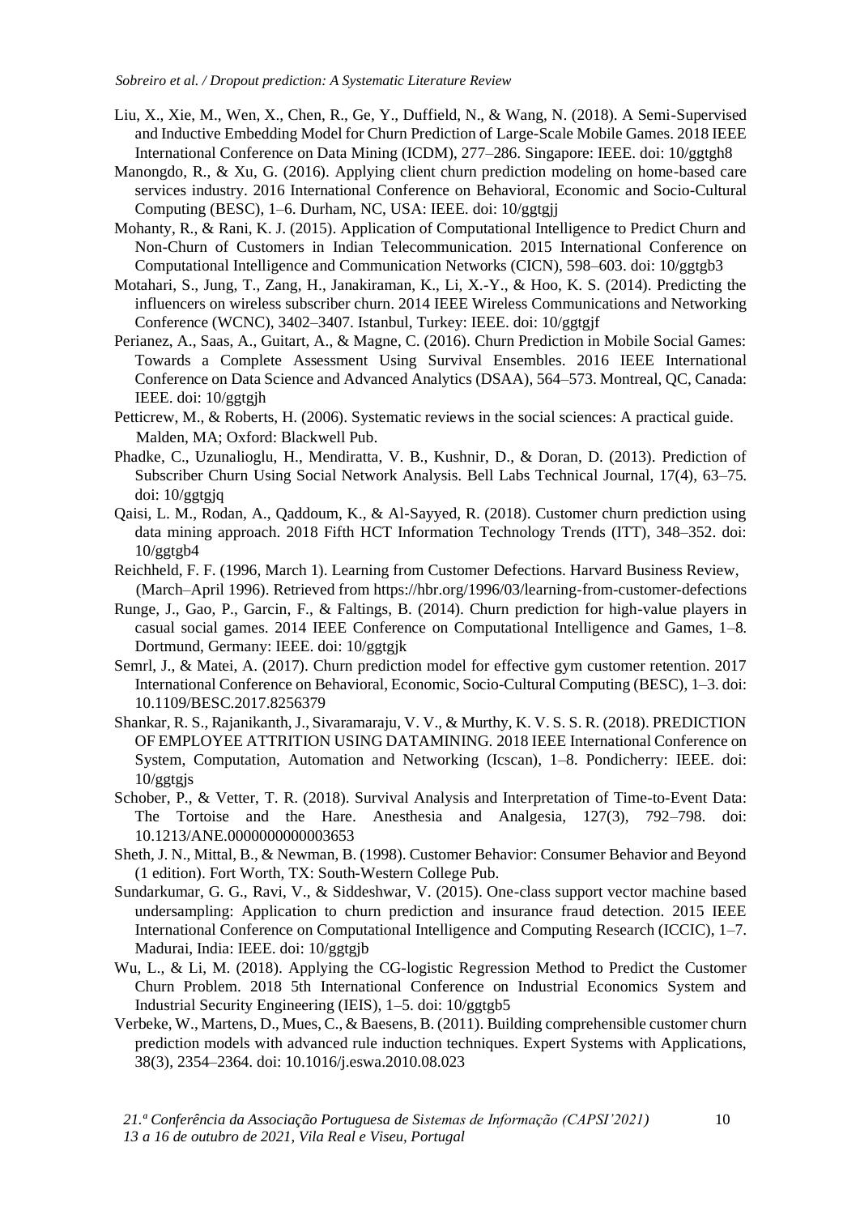Liu, X., Xie, M., Wen, X., Chen, R., Ge, Y., Duffield, N., & Wang, N. (2018). A Semi-Supervised and Inductive Embedding Model for Churn Prediction of Large-Scale Mobile Games. 2018 IEEE International Conference on Data Mining (ICDM), 277–286. Singapore: IEEE. doi: 10/ggtgh8

Manongdo, R., & Xu, G. (2016). Applying client churn prediction modeling on home-based care services industry. 2016 International Conference on Behavioral, Economic and Socio-Cultural Computing (BESC), 1–6. Durham, NC, USA: IEEE. doi: 10/ggtgjj

Mohanty, R., & Rani, K. J. (2015). Application of Computational Intelligence to Predict Churn and Non-Churn of Customers in Indian Telecommunication. 2015 International Conference on Computational Intelligence and Communication Networks (CICN), 598–603. doi: 10/ggtgb3

Motahari, S., Jung, T., Zang, H., Janakiraman, K., Li, X.-Y., & Hoo, K. S. (2014). Predicting the influencers on wireless subscriber churn. 2014 IEEE Wireless Communications and Networking Conference (WCNC), 3402–3407. Istanbul, Turkey: IEEE. doi: 10/ggtgjf

Perianez, A., Saas, A., Guitart, A., & Magne, C. (2016). Churn Prediction in Mobile Social Games: Towards a Complete Assessment Using Survival Ensembles. 2016 IEEE International Conference on Data Science and Advanced Analytics (DSAA), 564–573. Montreal, QC, Canada: IEEE. doi: 10/ggtgjh

Petticrew, M., & Roberts, H. (2006). Systematic reviews in the social sciences: A practical guide. Malden, MA; Oxford: Blackwell Pub.

Phadke, C., Uzunalioglu, H., Mendiratta, V. B., Kushnir, D., & Doran, D. (2013). Prediction of Subscriber Churn Using Social Network Analysis. Bell Labs Technical Journal, 17(4), 63–75. doi: 10/ggtgjq

Qaisi, L. M., Rodan, A., Qaddoum, K., & Al-Sayyed, R. (2018). Customer churn prediction using data mining approach. 2018 Fifth HCT Information Technology Trends (ITT), 348–352. doi: 10/ggtgb4

Reichheld, F. F. (1996, March 1). Learning from Customer Defections. Harvard Business Review, (March–April 1996). Retrieved from https://hbr.org/1996/03/learning-from-customer-defections

Runge, J., Gao, P., Garcin, F., & Faltings, B. (2014). Churn prediction for high-value players in casual social games. 2014 IEEE Conference on Computational Intelligence and Games, 1–8. Dortmund, Germany: IEEE. doi: 10/ggtgjk

Semrl, J., & Matei, A. (2017). Churn prediction model for effective gym customer retention. 2017 International Conference on Behavioral, Economic, Socio-Cultural Computing (BESC), 1–3. doi: 10.1109/BESC.2017.8256379

Shankar, R. S., Rajanikanth, J., Sivaramaraju, V. V., & Murthy, K. V. S. S. R. (2018). PREDICTION OF EMPLOYEE ATTRITION USING DATAMINING. 2018 IEEE International Conference on System, Computation, Automation and Networking (Icscan), 1–8. Pondicherry: IEEE. doi: 10/ggtgjs

Schober, P., & Vetter, T. R. (2018). Survival Analysis and Interpretation of Time-to-Event Data: The Tortoise and the Hare. Anesthesia and Analgesia, 127(3), 792–798. doi: 10.1213/ANE.0000000000003653

Sheth, J. N., Mittal, B., & Newman, B. (1998). Customer Behavior: Consumer Behavior and Beyond (1 edition). Fort Worth, TX: South-Western College Pub.

Sundarkumar, G. G., Ravi, V., & Siddeshwar, V. (2015). One-class support vector machine based undersampling: Application to churn prediction and insurance fraud detection. 2015 IEEE International Conference on Computational Intelligence and Computing Research (ICCIC), 1–7. Madurai, India: IEEE. doi: 10/ggtgjb

Wu, L., & Li, M. (2018). Applying the CG-logistic Regression Method to Predict the Customer Churn Problem. 2018 5th International Conference on Industrial Economics System and Industrial Security Engineering (IEIS), 1–5. doi: 10/ggtgb5

Verbeke, W., Martens, D., Mues, C., & Baesens, B. (2011). Building comprehensible customer churn prediction models with advanced rule induction techniques. Expert Systems with Applications, 38(3), 2354–2364. doi: 10.1016/j.eswa.2010.08.023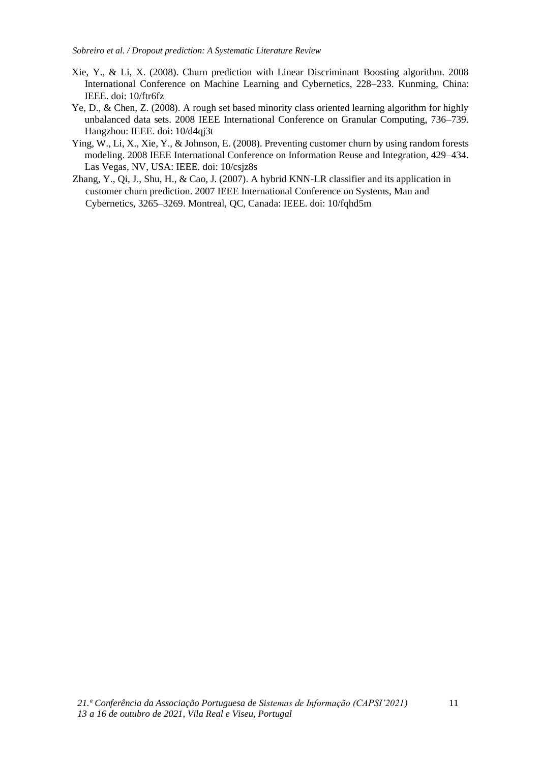Xie, Y., & Li, X. (2008). Churn prediction with Linear Discriminant Boosting algorithm. 2008 International Conference on Machine Learning and Cybernetics, 228–233. Kunming, China: IEEE. doi: 10/ftr6fz

Ye, D., & Chen, Z. (2008). A rough set based minority class oriented learning algorithm for highly unbalanced data sets. 2008 IEEE International Conference on Granular Computing, 736–739. Hangzhou: IEEE. doi: 10/d4qj3t

Ying, W., Li, X., Xie, Y., & Johnson, E. (2008). Preventing customer churn by using random forests modeling. 2008 IEEE International Conference on Information Reuse and Integration, 429–434. Las Vegas, NV, USA: IEEE. doi: 10/csjz8s

Zhang, Y., Qi, J., Shu, H., & Cao, J. (2007). A hybrid KNN-LR classifier and its application in customer churn prediction. 2007 IEEE International Conference on Systems, Man and Cybernetics, 3265–3269. Montreal, QC, Canada: IEEE. doi: 10/fqhd5m